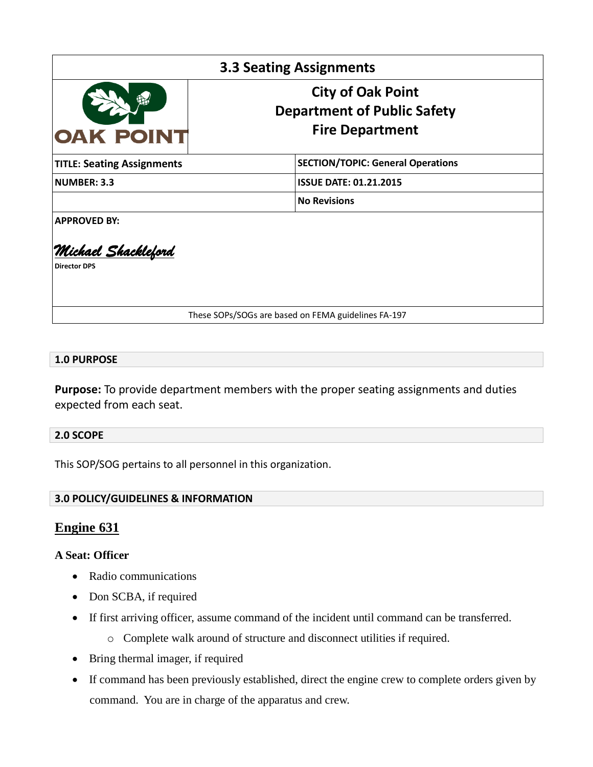# 3.3 Seating Assignments

| | City of Oak Point<br>Department of Public Safety<br>Fire Department |
|---|---|
| OAK POINT | |

| TITLE: Seating Assignments | SECTION/TOPIC: General Operations |
|---|---|
| NUMBER: 3.3 | ISSUE DATE: 01.21.2015 |
| | No Revisions |

**APPROVED BY:**

*Michael Shackleford*

**Director DPS**

These SOPs/SOGs are based on FEMA guidelines FA-197

## 1.0 PURPOSE

**Purpose:** To provide department members with the proper seating assignments and duties expected from each seat.

## 2.0 SCOPE

This SOP/SOG pertains to all personnel in this organization.

## 3.0 POLICY/GUIDELINES & INFORMATION

### Engine 631

**A Seat: Officer**

- Radio communications
- Don SCBA, if required
- If first arriving officer, assume command of the incident until command can be transferred.
  - Complete walk around of structure and disconnect utilities if required.
- Bring thermal imager, if required
- If command has been previously established, direct the engine crew to complete orders given by command. You are in charge of the apparatus and crew.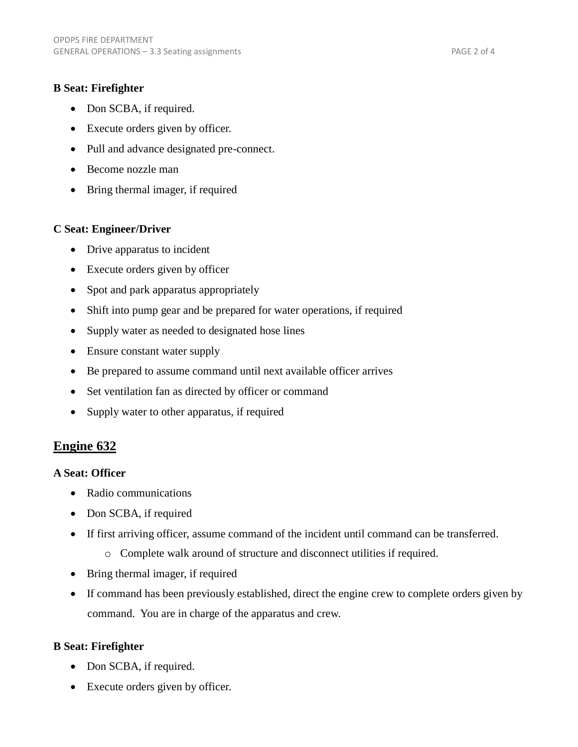**B Seat: Firefighter**

- Don SCBA, if required.
- Execute orders given by officer.
- Pull and advance designated pre-connect.
- Become nozzle man
- Bring thermal imager, if required

**C Seat: Engineer/Driver**

- Drive apparatus to incident
- Execute orders given by officer
- Spot and park apparatus appropriately
- Shift into pump gear and be prepared for water operations, if required
- Supply water as needed to designated hose lines
- Ensure constant water supply
- Be prepared to assume command until next available officer arrives
- Set ventilation fan as directed by officer or command
- Supply water to other apparatus, if required

## Engine 632

**A Seat: Officer**

- Radio communications
- Don SCBA, if required
- If first arriving officer, assume command of the incident until command can be transferred.
  - Complete walk around of structure and disconnect utilities if required.
- Bring thermal imager, if required
- If command has been previously established, direct the engine crew to complete orders given by command. You are in charge of the apparatus and crew.

**B Seat: Firefighter**

- Don SCBA, if required.
- Execute orders given by officer.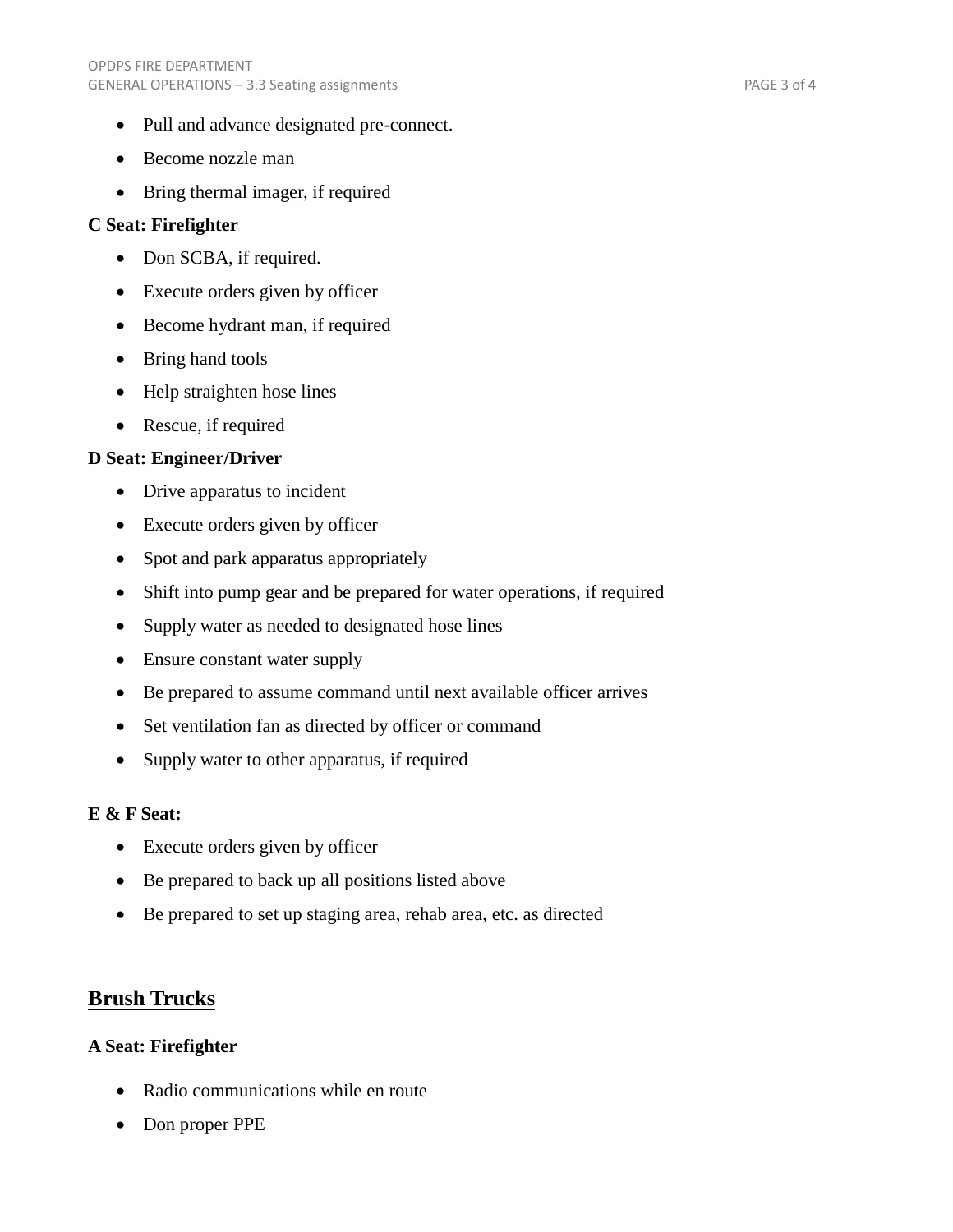- Pull and advance designated pre-connect.
- Become nozzle man
- Bring thermal imager, if required

**C Seat: Firefighter**

- Don SCBA, if required.
- Execute orders given by officer
- Become hydrant man, if required
- Bring hand tools
- Help straighten hose lines
- Rescue, if required

**D Seat: Engineer/Driver**

- Drive apparatus to incident
- Execute orders given by officer
- Spot and park apparatus appropriately
- Shift into pump gear and be prepared for water operations, if required
- Supply water as needed to designated hose lines
- Ensure constant water supply
- Be prepared to assume command until next available officer arrives
- Set ventilation fan as directed by officer or command
- Supply water to other apparatus, if required

**E & F Seat:**

- Execute orders given by officer
- Be prepared to back up all positions listed above
- Be prepared to set up staging area, rehab area, etc. as directed

## Brush Trucks

**A Seat: Firefighter**

- Radio communications while en route
- Don proper PPE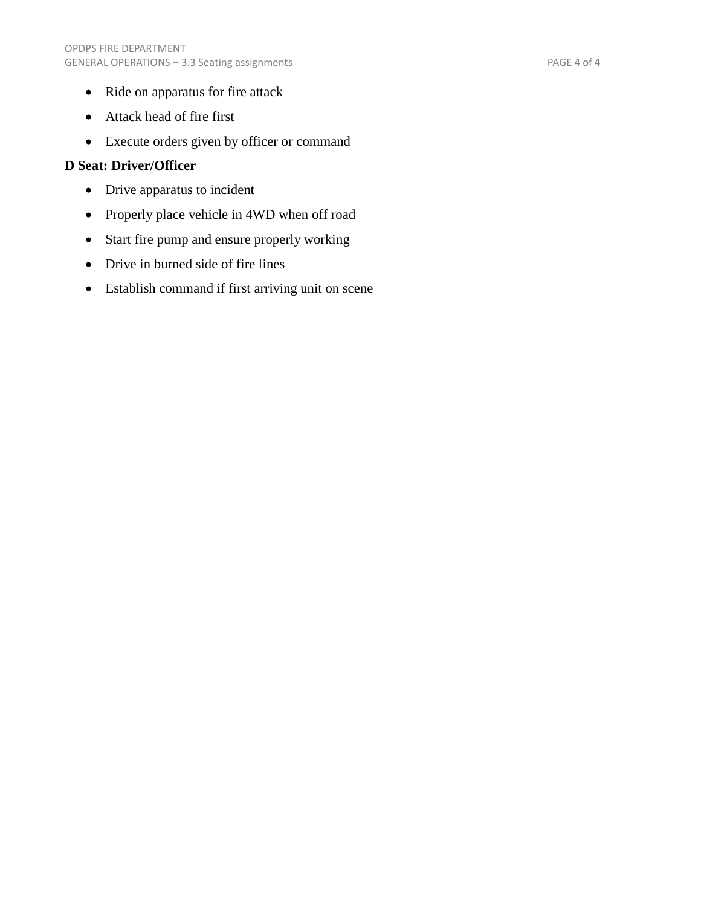- Ride on apparatus for fire attack
- Attack head of fire first
- Execute orders given by officer or command

**D Seat: Driver/Officer**

- Drive apparatus to incident
- Properly place vehicle in 4WD when off road
- Start fire pump and ensure properly working
- Drive in burned side of fire lines
- Establish command if first arriving unit on scene